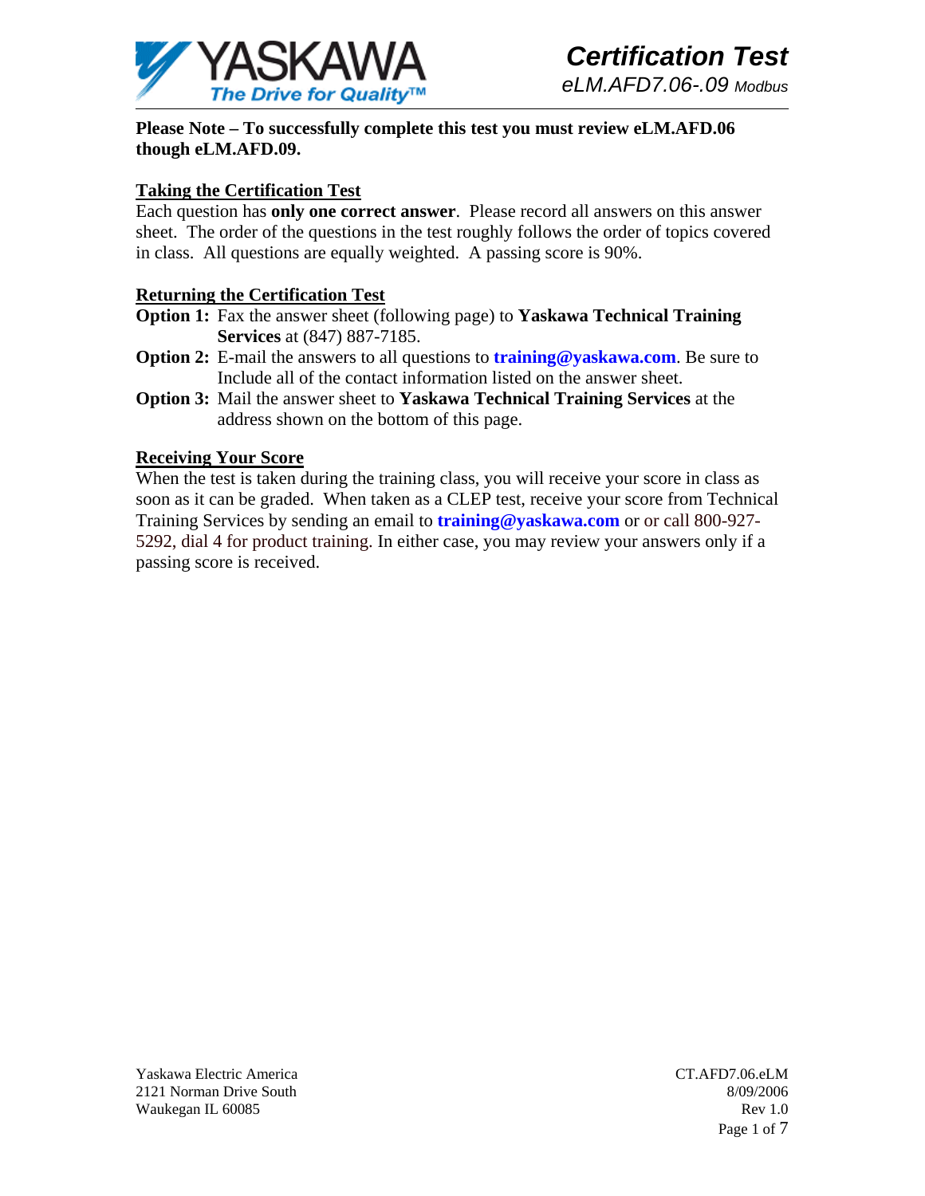# Certification Test

*eLM.AFD7.06-.09 Modbus*

**Please Note – To successfully complete this test you must review eLM.AFD.06 though eLM.AFD.09.**

## Taking the Certification Test

Each question has **only one correct answer**. Please record all answers on this answer sheet. The order of the questions in the test roughly follows the order of topics covered in class. All questions are equally weighted. A passing score is 90%.

## Returning the Certification Test

**Option 1:** Fax the answer sheet (following page) to **Yaskawa Technical Training Services** at (847) 887-7185.

**Option 2:** E-mail the answers to all questions to **training@yaskawa.com**. Be sure to Include all of the contact information listed on the answer sheet.

**Option 3:** Mail the answer sheet to **Yaskawa Technical Training Services** at the address shown on the bottom of this page.

## Receiving Your Score

When the test is taken during the training class, you will receive your score in class as soon as it can be graded. When taken as a CLEP test, receive your score from Technical Training Services by sending an email to **training@yaskawa.com** or or call 800-927-5292, dial 4 for product training. In either case, you may review your answers only if a passing score is received.

Yaskawa Electric America
2121 Norman Drive South
Waukegan IL 60085

CT.AFD7.06.eLM
8/09/2006
Rev 1.0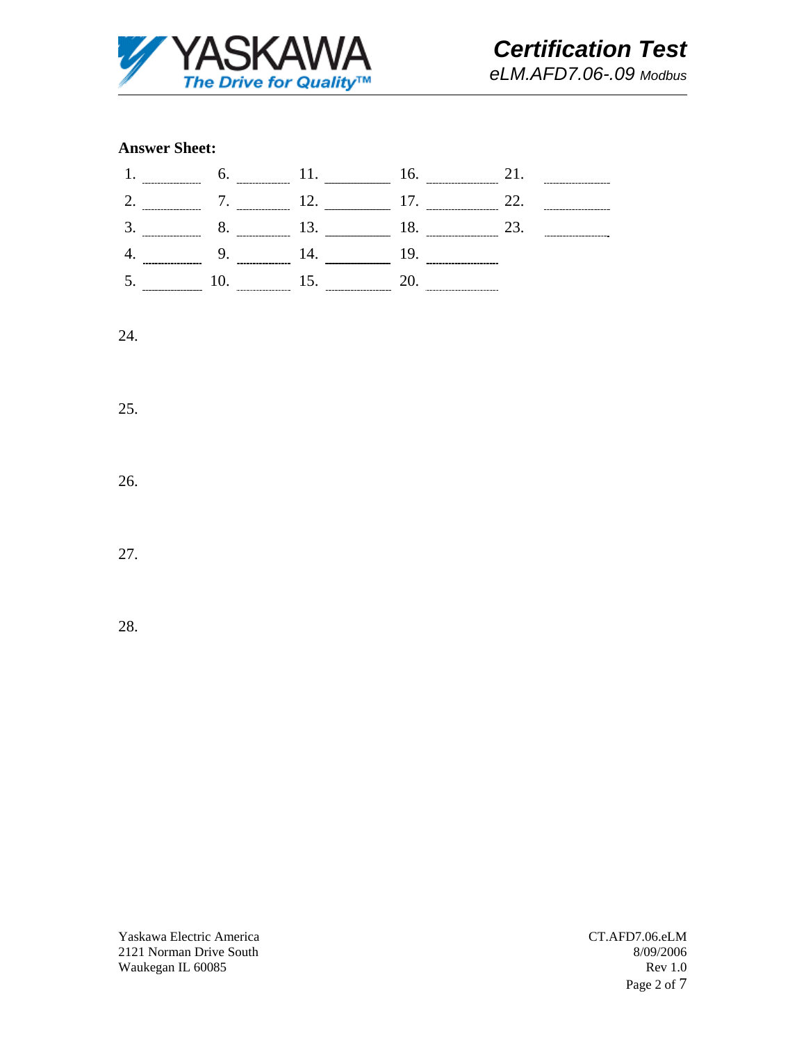**Answer Sheet:**

| | | | | |
|---|---|---|---|---|
| 1. ______ | 6. ______ | 11. ______ | 16. ______ | 21. ______ |
| 2. ______ | 7. ______ | 12. ______ | 17. ______ | 22. ______ |
| 3. ______ | 8. ______ | 13. ______ | 18. ______ | 23. ______ |
| 4. ______ | 9. ______ | 14. ______ | 19. ______ | |
| 5. ______ | 10. ______ | 15. ______ | 20. ______ | |

24.

25.

26.

27.

28.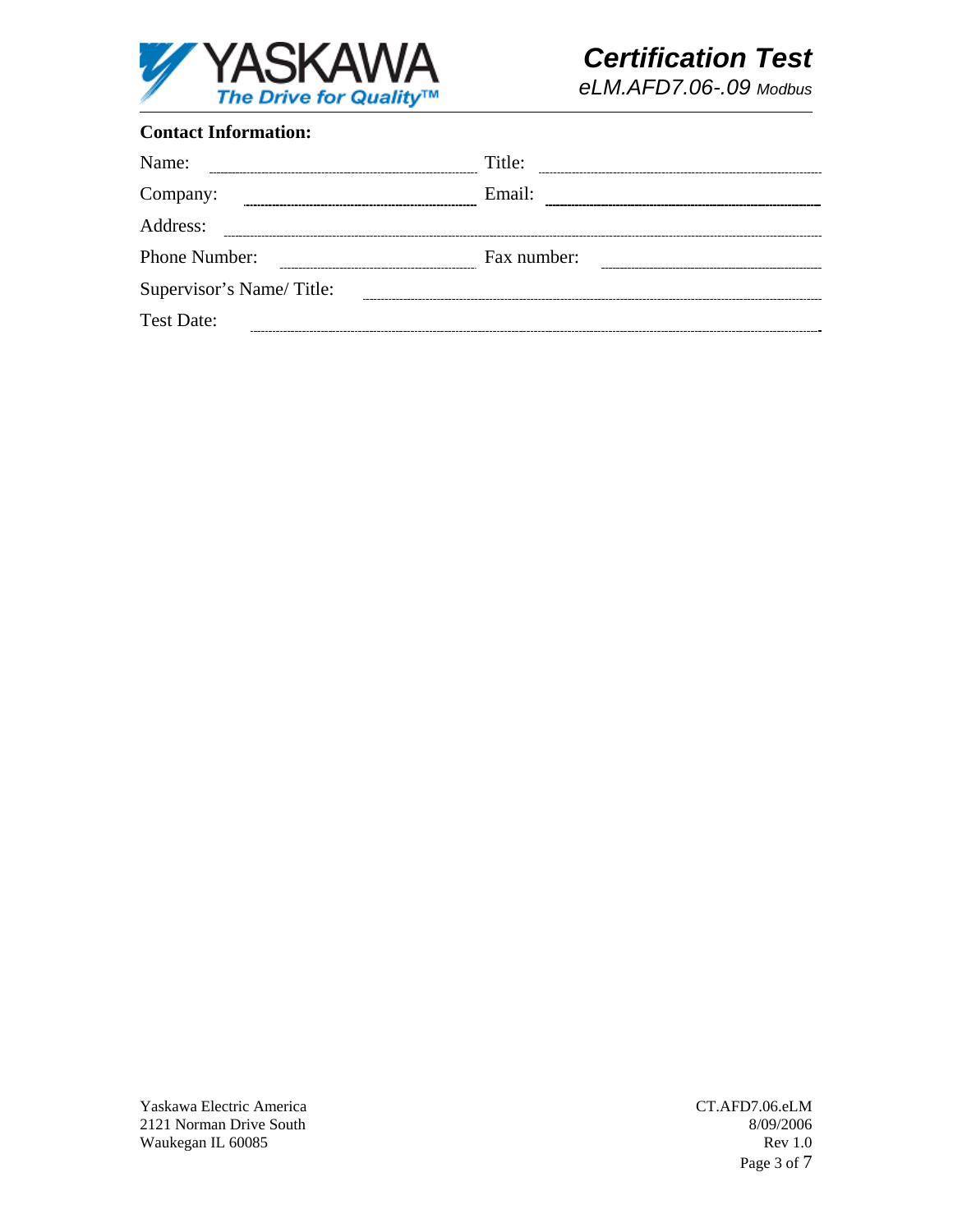**Contact Information:**

Name: ______________________ Title: ______________________

Company: ______________________ Email: ______________________

Address: ______________________________________________

Phone Number: ______________________ Fax number: ______________________

Supervisor's Name/ Title: ______________________________________________

Test Date: ______________________________________________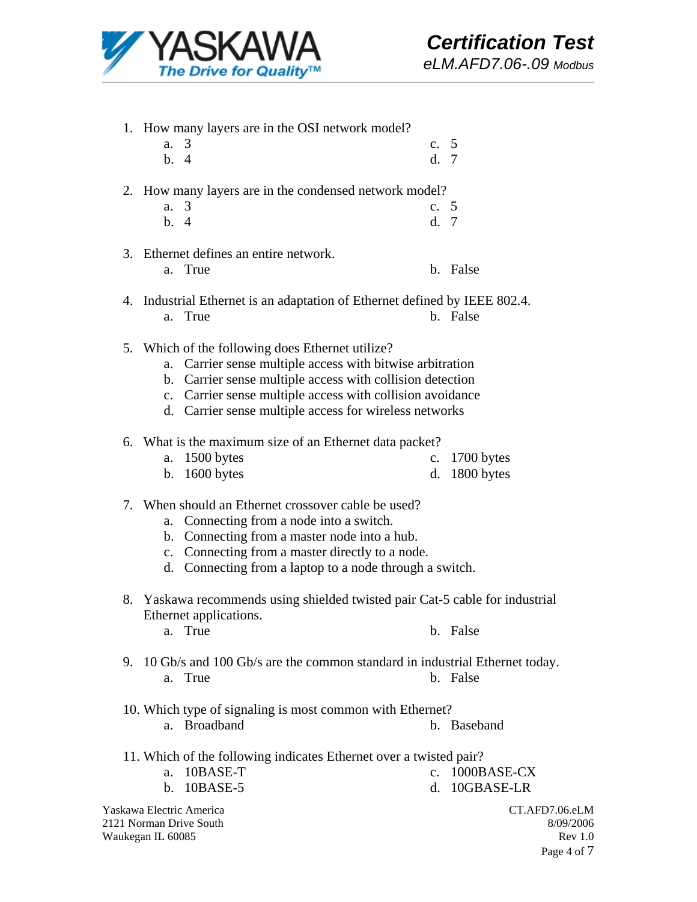1. How many layers are in the OSI network model?
   - a. 3
   - b. 4
   - c. 5
   - d. 7

2. How many layers are in the condensed network model?
   - a. 3
   - b. 4
   - c. 5
   - d. 7

3. Ethernet defines an entire network.
   - a. True
   - b. False

4. Industrial Ethernet is an adaptation of Ethernet defined by IEEE 802.4.
   - a. True
   - b. False

5. Which of the following does Ethernet utilize?
   - a. Carrier sense multiple access with bitwise arbitration
   - b. Carrier sense multiple access with collision detection
   - c. Carrier sense multiple access with collision avoidance
   - d. Carrier sense multiple access for wireless networks

6. What is the maximum size of an Ethernet data packet?
   - a. 1500 bytes
   - b. 1600 bytes
   - c. 1700 bytes
   - d. 1800 bytes

7. When should an Ethernet crossover cable be used?
   - a. Connecting from a node into a switch.
   - b. Connecting from a master node into a hub.
   - c. Connecting from a master directly to a node.
   - d. Connecting from a laptop to a node through a switch.

8. Yaskawa recommends using shielded twisted pair Cat-5 cable for industrial Ethernet applications.
   - a. True
   - b. False

9. 10 Gb/s and 100 Gb/s are the common standard in industrial Ethernet today.
   - a. True
   - b. False

10. Which type of signaling is most common with Ethernet?
    - a. Broadband
    - b. Baseband

11. Which of the following indicates Ethernet over a twisted pair?
    - a. 10BASE-T
    - b. 10BASE-5
    - c. 1000BASE-CX
    - d. 10GBASE-LR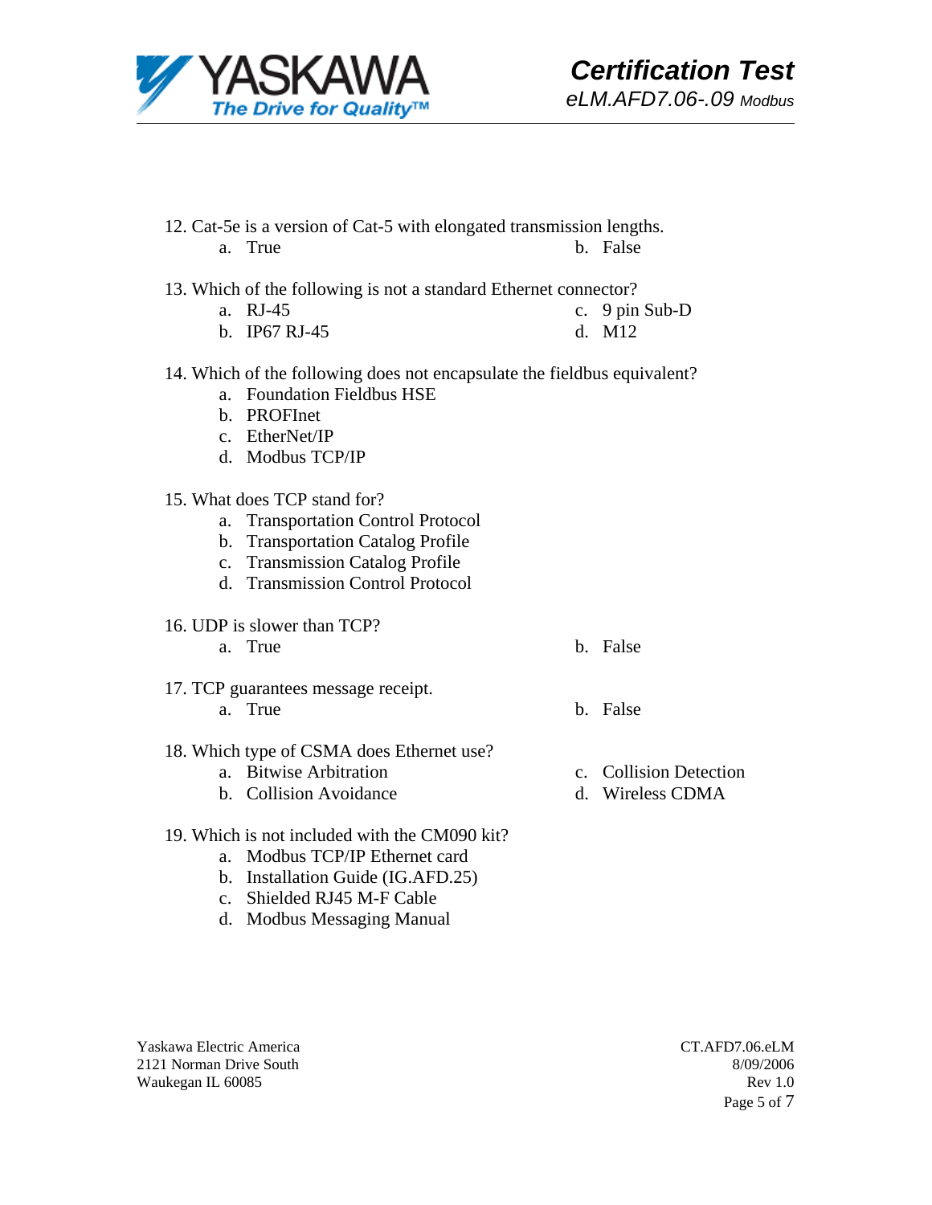12. Cat-5e is a version of Cat-5 with elongated transmission lengths.
    a. True
    b. False

13. Which of the following is not a standard Ethernet connector?
    a. RJ-45
    b. IP67 RJ-45
    c. 9 pin Sub-D
    d. M12

14. Which of the following does not encapsulate the fieldbus equivalent?
    a. Foundation Fieldbus HSE
    b. PROFInet
    c. EtherNet/IP
    d. Modbus TCP/IP

15. What does TCP stand for?
    a. Transportation Control Protocol
    b. Transportation Catalog Profile
    c. Transmission Catalog Profile
    d. Transmission Control Protocol

16. UDP is slower than TCP?
    a. True
    b. False

17. TCP guarantees message receipt.
    a. True
    b. False

18. Which type of CSMA does Ethernet use?
    a. Bitwise Arbitration
    b. Collision Avoidance
    c. Collision Detection
    d. Wireless CDMA

19. Which is not included with the CM090 kit?
    a. Modbus TCP/IP Ethernet card
    b. Installation Guide (IG.AFD.25)
    c. Shielded RJ45 M-F Cable
    d. Modbus Messaging Manual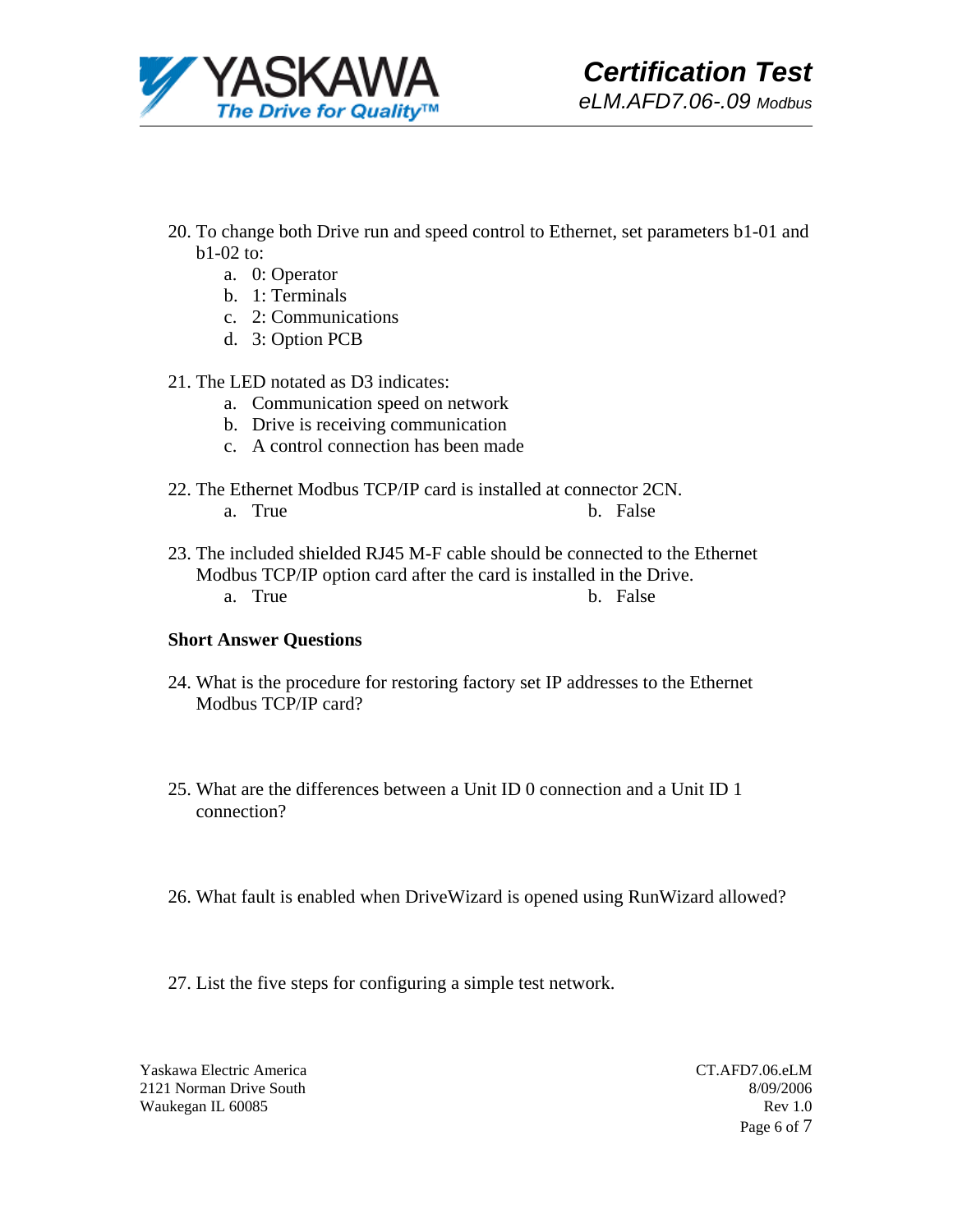20. To change both Drive run and speed control to Ethernet, set parameters b1-01 and b1-02 to:
    a. 0: Operator
    b. 1: Terminals
    c. 2: Communications
    d. 3: Option PCB

21. The LED notated as D3 indicates:
    a. Communication speed on network
    b. Drive is receiving communication
    c. A control connection has been made

22. The Ethernet Modbus TCP/IP card is installed at connector 2CN.
    a. True
    b. False

23. The included shielded RJ45 M-F cable should be connected to the Ethernet Modbus TCP/IP option card after the card is installed in the Drive.
    a. True
    b. False

**Short Answer Questions**

24. What is the procedure for restoring factory set IP addresses to the Ethernet Modbus TCP/IP card?

25. What are the differences between a Unit ID 0 connection and a Unit ID 1 connection?

26. What fault is enabled when DriveWizard is opened using RunWizard allowed?

27. List the five steps for configuring a simple test network.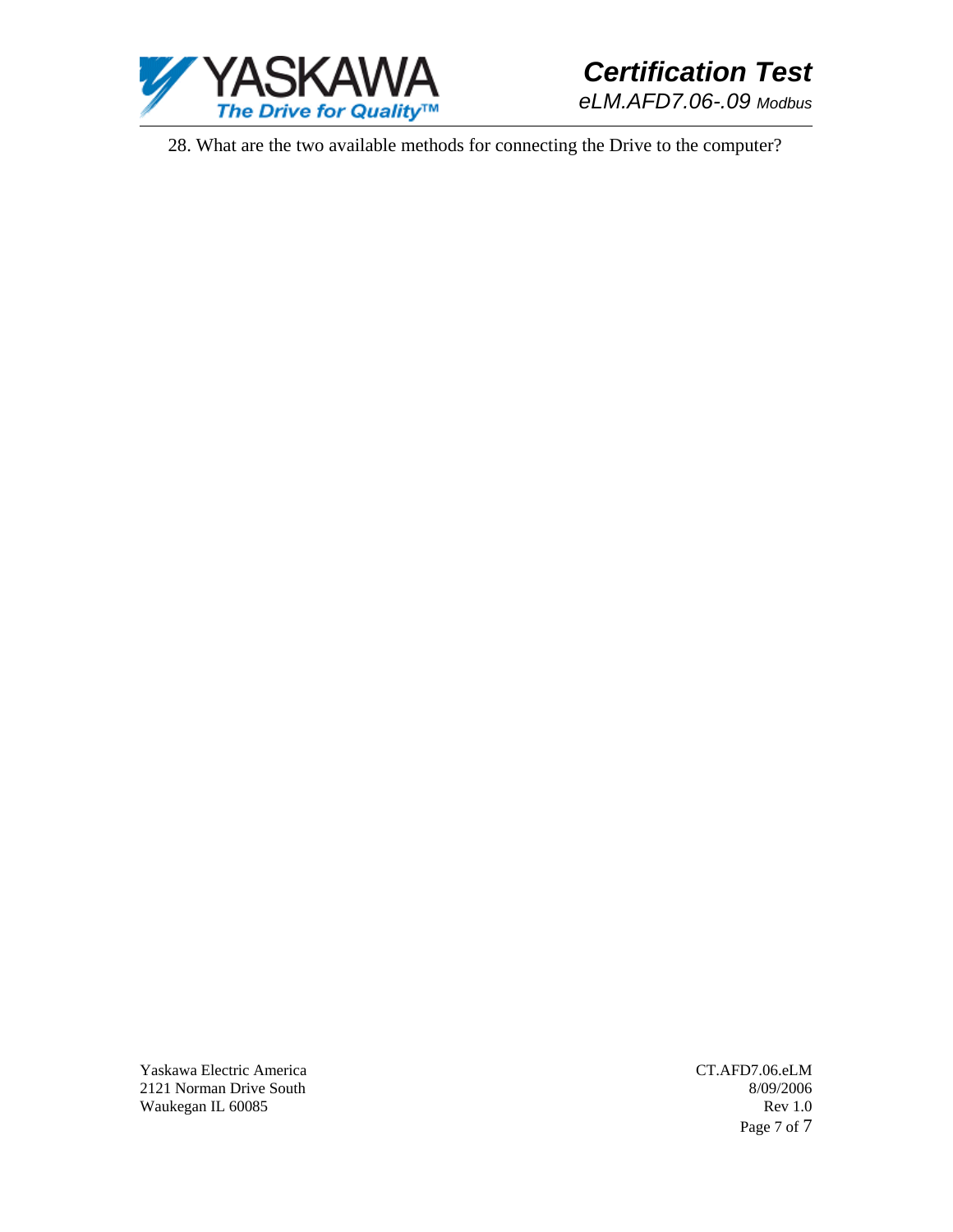28. What are the two available methods for connecting the Drive to the computer?